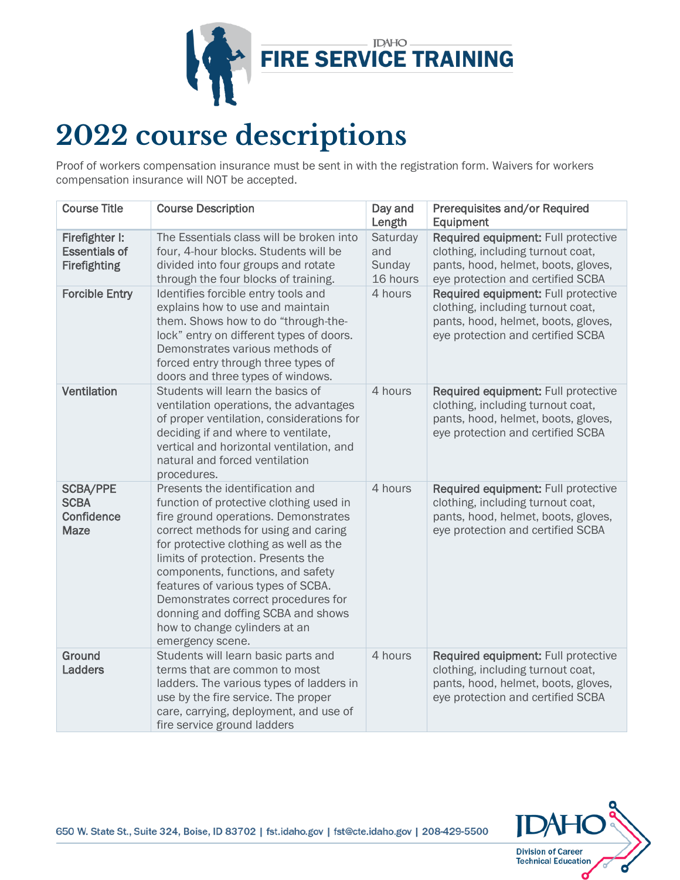IDAHO FIRE SERVICE TRAINING

# 2022 course descriptions

Proof of workers compensation insurance must be sent in with the registration form. Waivers for workers compensation insurance will NOT be accepted.

| Course Title | Course Description | Day and Length | Prerequisites and/or Required Equipment |
|---|---|---|---|
| **Firefighter I: Essentials of Firefighting** | The Essentials class will be broken into four, 4-hour blocks. Students will be divided into four groups and rotate through the four blocks of training. | Saturday and Sunday 16 hours | **Required equipment:** Full protective clothing, including turnout coat, pants, hood, helmet, boots, gloves, eye protection and certified SCBA |
| **Forcible Entry** | Identifies forcible entry tools and explains how to use and maintain them. Shows how to do "through-the-lock" entry on different types of doors. Demonstrates various methods of forced entry through three types of doors and three types of windows. | 4 hours | **Required equipment:** Full protective clothing, including turnout coat, pants, hood, helmet, boots, gloves, eye protection and certified SCBA |
| **Ventilation** | Students will learn the basics of ventilation operations, the advantages of proper ventilation, considerations for deciding if and where to ventilate, vertical and horizontal ventilation, and natural and forced ventilation procedures. | 4 hours | **Required equipment:** Full protective clothing, including turnout coat, pants, hood, helmet, boots, gloves, eye protection and certified SCBA |
| **SCBA/PPE SCBA Confidence Maze** | Presents the identification and function of protective clothing used in fire ground operations. Demonstrates correct methods for using and caring for protective clothing as well as the limits of protection. Presents the components, functions, and safety features of various types of SCBA. Demonstrates correct procedures for donning and doffing SCBA and shows how to change cylinders at an emergency scene. | 4 hours | **Required equipment:** Full protective clothing, including turnout coat, pants, hood, helmet, boots, gloves, eye protection and certified SCBA |
| **Ground Ladders** | Students will learn basic parts and terms that are common to most ladders. The various types of ladders in use by the fire service. The proper care, carrying, deployment, and use of fire service ground ladders | 4 hours | **Required equipment:** Full protective clothing, including turnout coat, pants, hood, helmet, boots, gloves, eye protection and certified SCBA |

650 W. State St., Suite 324, Boise, ID 83702 | fst.idaho.gov | fst@cte.idaho.gov | 208-429-5500

IDAHO Division of Career Technical Education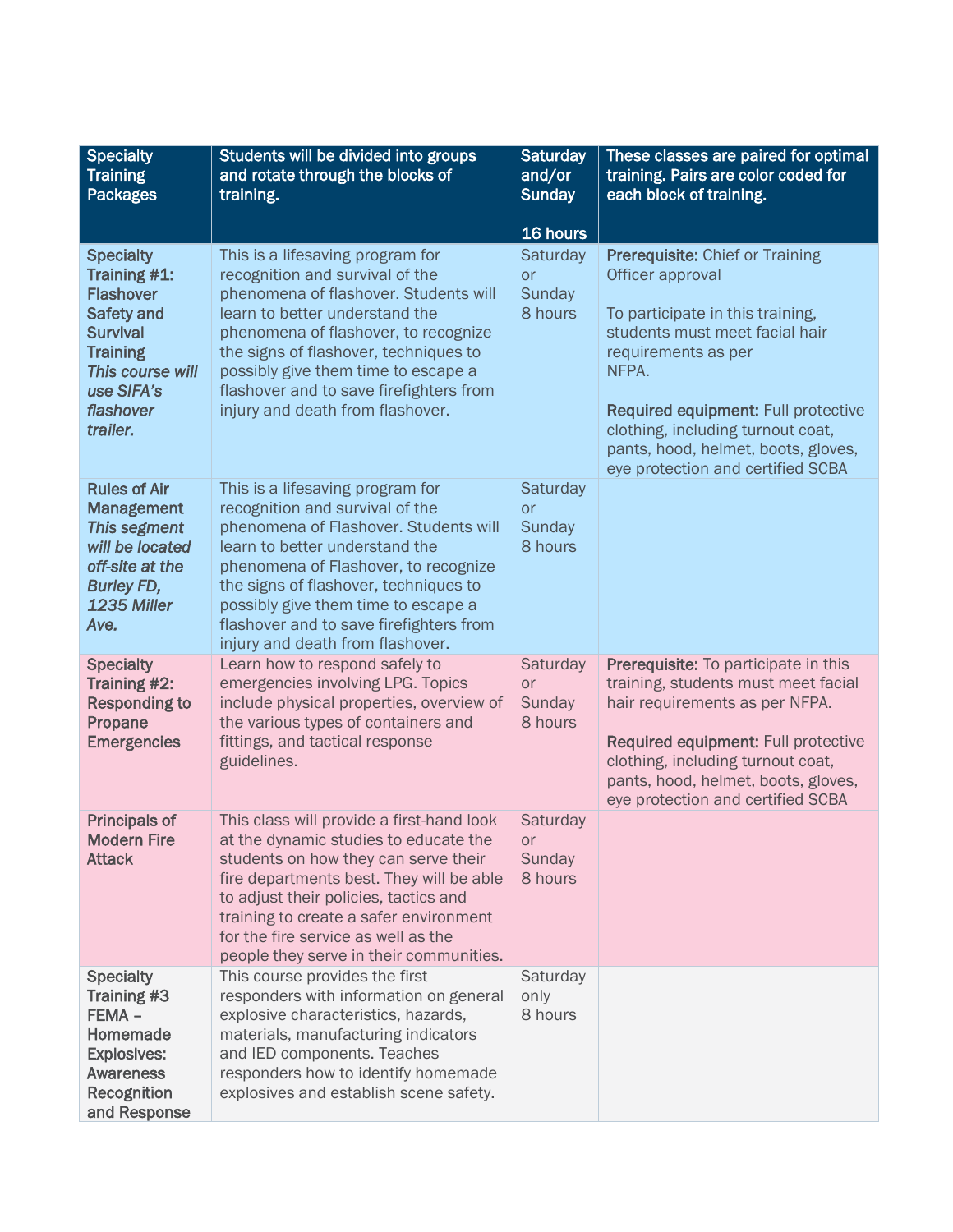| **Specialty Training Packages** | **Students will be divided into groups and rotate through the blocks of training.** | **Saturday and/or Sunday**<br><br>**16 hours** | **These classes are paired for optimal training. Pairs are color coded for each block of training.** |
|---|---|---|---|
| **Specialty Training #1: Flashover Safety and Survival Training** ***This course will use SIFA's flashover trailer.*** | This is a lifesaving program for recognition and survival of the phenomena of flashover. Students will learn to better understand the phenomena of flashover, to recognize the signs of flashover, techniques to possibly give them time to escape a flashover and to save firefighters from injury and death from flashover. | Saturday or Sunday 8 hours | **Prerequisite:** Chief or Training Officer approval<br><br>To participate in this training, students must meet facial hair requirements as per NFPA.<br><br>**Required equipment:** Full protective clothing, including turnout coat, pants, hood, helmet, boots, gloves, eye protection and certified SCBA |
| **Rules of Air Management** ***This segment will be located off-site at the Burley FD, 1235 Miller Ave.*** | This is a lifesaving program for recognition and survival of the phenomena of Flashover. Students will learn to better understand the phenomena of Flashover, to recognize the signs of flashover, techniques to possibly give them time to escape a flashover and to save firefighters from injury and death from flashover. | Saturday or Sunday 8 hours | |
| **Specialty Training #2: Responding to Propane Emergencies** | Learn how to respond safely to emergencies involving LPG. Topics include physical properties, overview of the various types of containers and fittings, and tactical response guidelines. | Saturday or Sunday 8 hours | **Prerequisite:** To participate in this training, students must meet facial hair requirements as per NFPA.<br><br>**Required equipment:** Full protective clothing, including turnout coat, pants, hood, helmet, boots, gloves, eye protection and certified SCBA |
| **Principals of Modern Fire Attack** | This class will provide a first-hand look at the dynamic studies to educate the students on how they can serve their fire departments best. They will be able to adjust their policies, tactics and training to create a safer environment for the fire service as well as the people they serve in their communities. | Saturday or Sunday 8 hours | |
| **Specialty Training #3 FEMA – Homemade Explosives: Awareness Recognition and Response** | This course provides the first responders with information on general explosive characteristics, hazards, materials, manufacturing indicators and IED components. Teaches responders how to identify homemade explosives and establish scene safety. | Saturday only 8 hours | |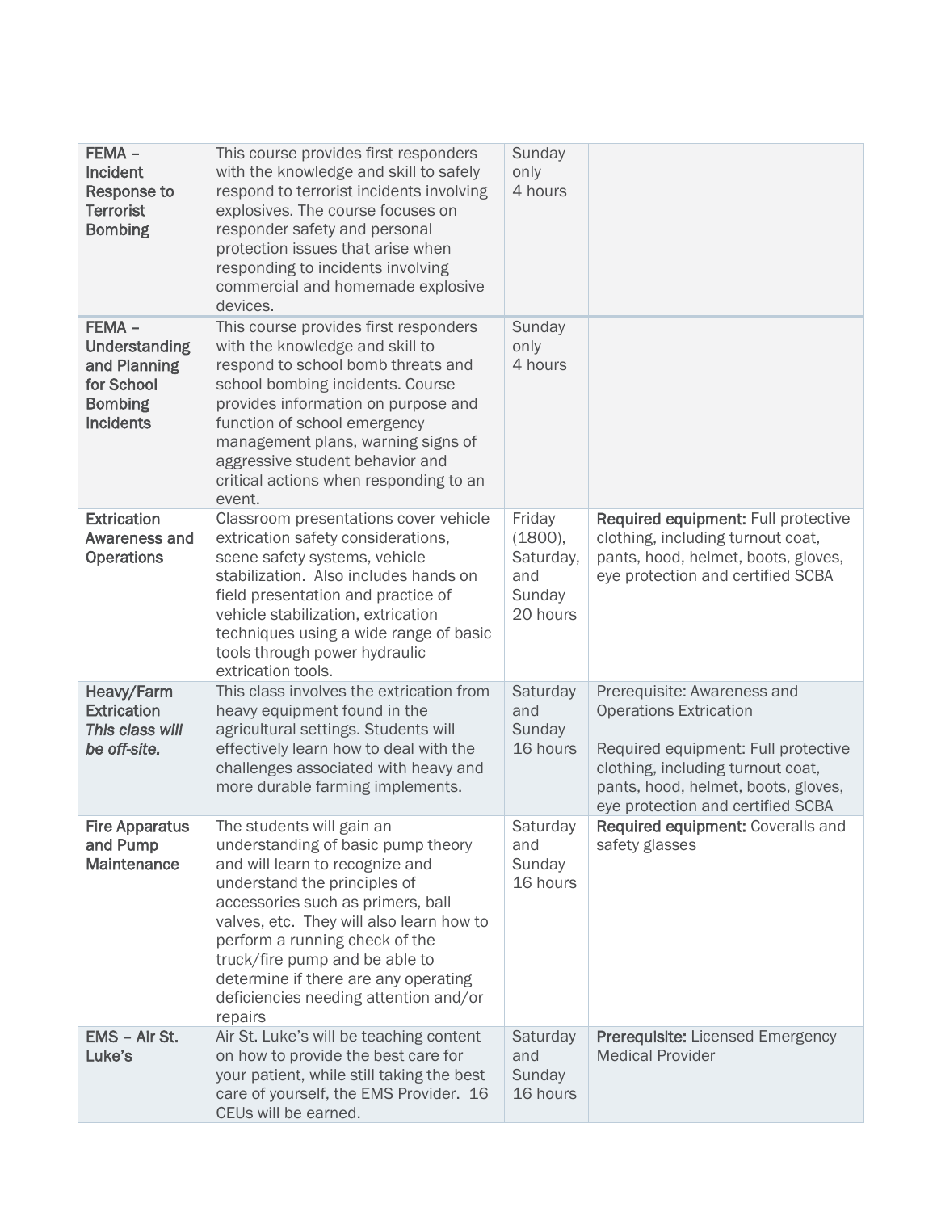| | | | |
|---|---|---|---|
| **FEMA – Incident Response to Terrorist Bombing** | This course provides first responders with the knowledge and skill to safely respond to terrorist incidents involving explosives. The course focuses on responder safety and personal protection issues that arise when responding to incidents involving commercial and homemade explosive devices. | Sunday only 4 hours | |
| **FEMA – Understanding and Planning for School Bombing Incidents** | This course provides first responders with the knowledge and skill to respond to school bomb threats and school bombing incidents. Course provides information on purpose and function of school emergency management plans, warning signs of aggressive student behavior and critical actions when responding to an event. | Sunday only 4 hours | |
| **Extrication Awareness and Operations** | Classroom presentations cover vehicle extrication safety considerations, scene safety systems, vehicle stabilization. Also includes hands on field presentation and practice of vehicle stabilization, extrication techniques using a wide range of basic tools through power hydraulic extrication tools. | Friday (1800), Saturday, and Sunday 20 hours | **Required equipment:** Full protective clothing, including turnout coat, pants, hood, helmet, boots, gloves, eye protection and certified SCBA |
| **Heavy/Farm Extrication** *This class will be off-site.* | This class involves the extrication from heavy equipment found in the agricultural settings. Students will effectively learn how to deal with the challenges associated with heavy and more durable farming implements. | Saturday and Sunday 16 hours | Prerequisite: Awareness and Operations Extrication<br><br>Required equipment: Full protective clothing, including turnout coat, pants, hood, helmet, boots, gloves, eye protection and certified SCBA |
| **Fire Apparatus and Pump Maintenance** | The students will gain an understanding of basic pump theory and will learn to recognize and understand the principles of accessories such as primers, ball valves, etc. They will also learn how to perform a running check of the truck/fire pump and be able to determine if there are any operating deficiencies needing attention and/or repairs | Saturday and Sunday 16 hours | **Required equipment:** Coveralls and safety glasses |
| **EMS – Air St. Luke's** | Air St. Luke's will be teaching content on how to provide the best care for your patient, while still taking the best care of yourself, the EMS Provider. 16 CEUs will be earned. | Saturday and Sunday 16 hours | **Prerequisite:** Licensed Emergency Medical Provider |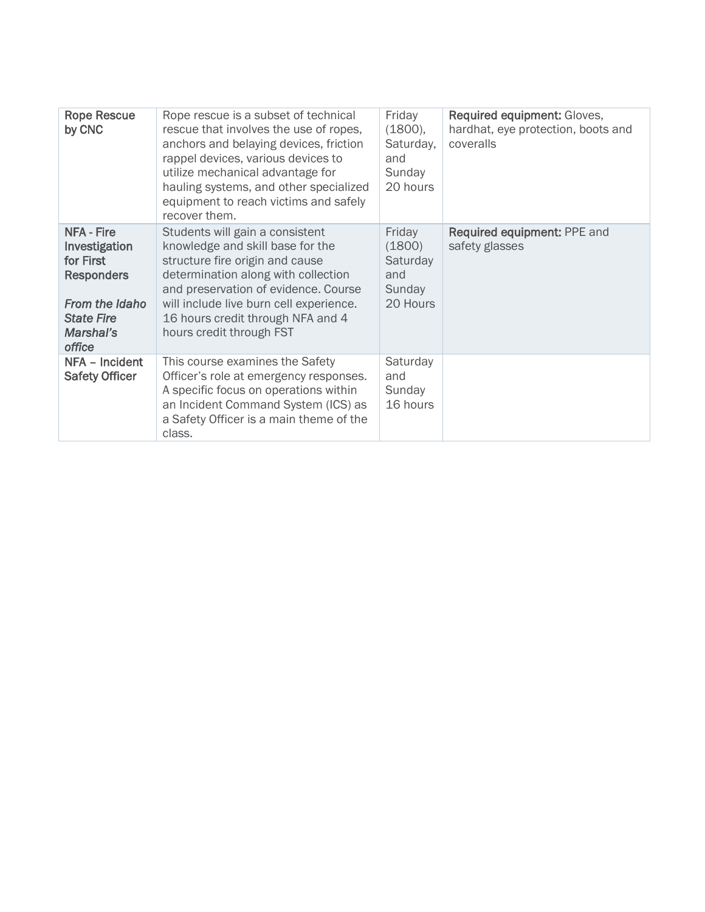| | | | |
|---|---|---|---|
| **Rope Rescue by CNC** | Rope rescue is a subset of technical rescue that involves the use of ropes, anchors and belaying devices, friction rappel devices, various devices to utilize mechanical advantage for hauling systems, and other specialized equipment to reach victims and safely recover them. | Friday (1800), Saturday, and Sunday 20 hours | **Required equipment:** Gloves, hardhat, eye protection, boots and coveralls |
| **NFA - Fire Investigation for First Responders** <br><br> ***From the Idaho State Fire Marshal's office*** | Students will gain a consistent knowledge and skill base for the structure fire origin and cause determination along with collection and preservation of evidence. Course will include live burn cell experience. 16 hours credit through NFA and 4 hours credit through FST | Friday (1800) Saturday and Sunday 20 Hours | **Required equipment:** PPE and safety glasses |
| **NFA – Incident Safety Officer** | This course examines the Safety Officer's role at emergency responses. A specific focus on operations within an Incident Command System (ICS) as a Safety Officer is a main theme of the class. | Saturday and Sunday 16 hours | |